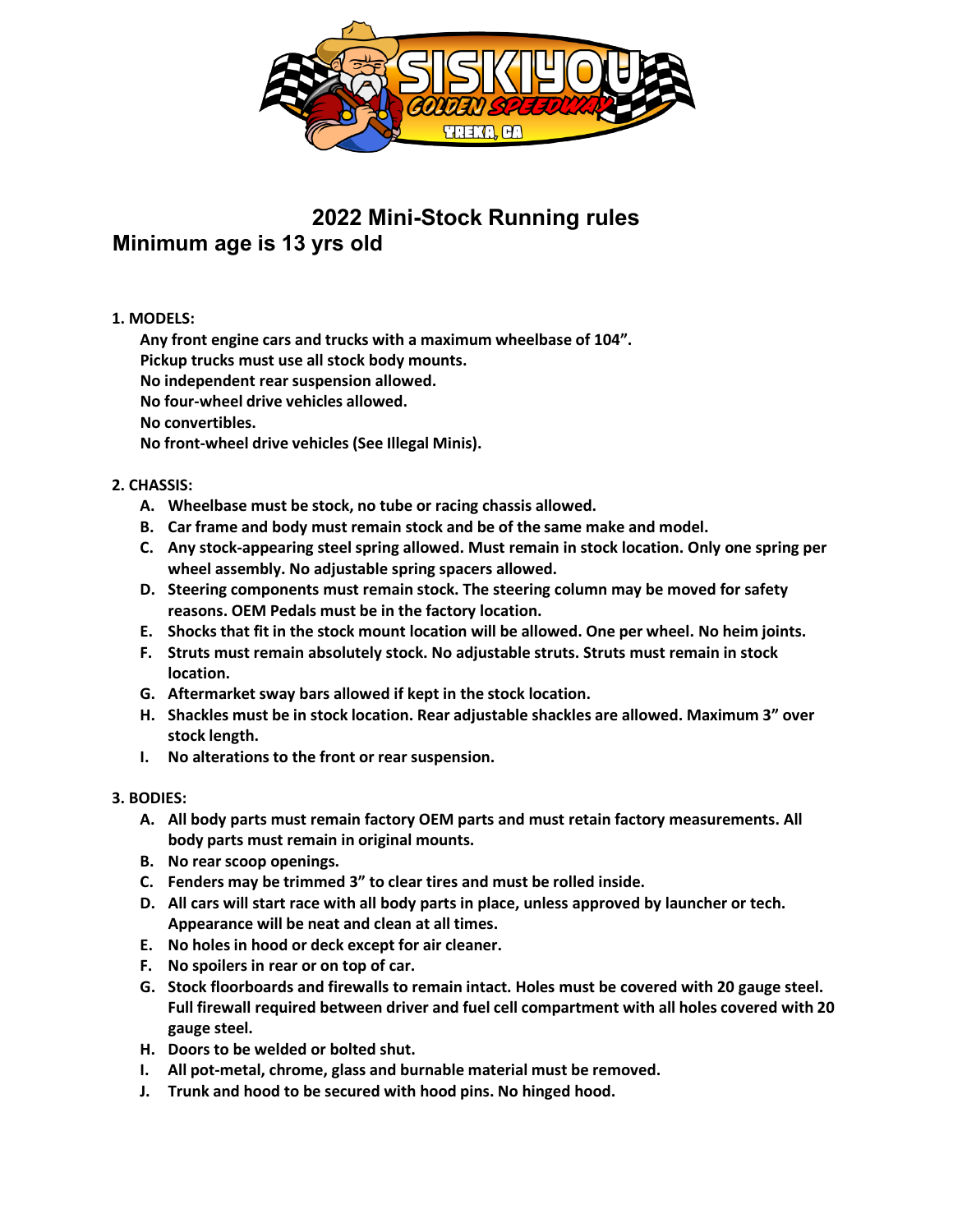# 2022 Mini-Stock Running rules

## Minimum age is 13 yrs old

**1. MODELS:**

**Any front engine cars and trucks with a maximum wheelbase of 104".**
**Pickup trucks must use all stock body mounts.**
**No independent rear suspension allowed.**
**No four-wheel drive vehicles allowed.**
**No convertibles.**
**No front-wheel drive vehicles (See Illegal Minis).**

**2. CHASSIS:**

- **A.** **Wheelbase must be stock, no tube or racing chassis allowed.**
- **B.** **Car frame and body must remain stock and be of the same make and model.**
- **C.** **Any stock-appearing steel spring allowed. Must remain in stock location. Only one spring per wheel assembly. No adjustable spring spacers allowed.**
- **D.** **Steering components must remain stock. The steering column may be moved for safety reasons. OEM Pedals must be in the factory location.**
- **E.** **Shocks that fit in the stock mount location will be allowed. One per wheel. No heim joints.**
- **F.** **Struts must remain absolutely stock. No adjustable struts. Struts must remain in stock location.**
- **G.** **Aftermarket sway bars allowed if kept in the stock location.**
- **H.** **Shackles must be in stock location. Rear adjustable shackles are allowed. Maximum 3" over stock length.**
- **I.** **No alterations to the front or rear suspension.**

**3. BODIES:**

- **A.** **All body parts must remain factory OEM parts and must retain factory measurements. All body parts must remain in original mounts.**
- **B.** **No rear scoop openings.**
- **C.** **Fenders may be trimmed 3" to clear tires and must be rolled inside.**
- **D.** **All cars will start race with all body parts in place, unless approved by launcher or tech. Appearance will be neat and clean at all times.**
- **E.** **No holes in hood or deck except for air cleaner.**
- **F.** **No spoilers in rear or on top of car.**
- **G.** **Stock floorboards and firewalls to remain intact. Holes must be covered with 20 gauge steel. Full firewall required between driver and fuel cell compartment with all holes covered with 20 gauge steel.**
- **H.** **Doors to be welded or bolted shut.**
- **I.** **All pot-metal, chrome, glass and burnable material must be removed.**
- **J.** **Trunk and hood to be secured with hood pins. No hinged hood.**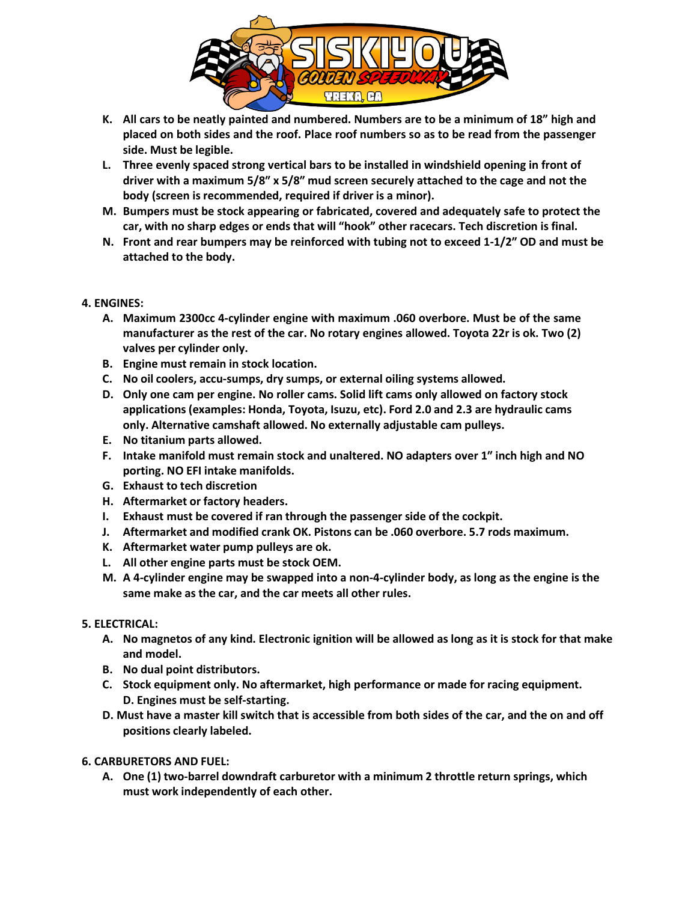K. **All cars to be neatly painted and numbered. Numbers are to be a minimum of 18" high and placed on both sides and the roof. Place roof numbers so as to be read from the passenger side. Must be legible.**
L. **Three evenly spaced strong vertical bars to be installed in windshield opening in front of driver with a maximum 5/8" x 5/8" mud screen securely attached to the cage and not the body (screen is recommended, required if driver is a minor).**
M. **Bumpers must be stock appearing or fabricated, covered and adequately safe to protect the car, with no sharp edges or ends that will "hook" other racecars. Tech discretion is final.**
N. **Front and rear bumpers may be reinforced with tubing not to exceed 1-1/2" OD and must be attached to the body.**

**4. ENGINES:**

A. **Maximum 2300cc 4-cylinder engine with maximum .060 overbore. Must be of the same manufacturer as the rest of the car. No rotary engines allowed. Toyota 22r is ok. Two (2) valves per cylinder only.**
B. **Engine must remain in stock location.**
C. **No oil coolers, accu-sumps, dry sumps, or external oiling systems allowed.**
D. **Only one cam per engine. No roller cams. Solid lift cams only allowed on factory stock applications (examples: Honda, Toyota, Isuzu, etc). Ford 2.0 and 2.3 are hydraulic cams only. Alternative camshaft allowed. No externally adjustable cam pulleys.**
E. **No titanium parts allowed.**
F. **Intake manifold must remain stock and unaltered. NO adapters over 1" inch high and NO porting. NO EFI intake manifolds.**
G. **Exhaust to tech discretion**
H. **Aftermarket or factory headers.**
I. **Exhaust must be covered if ran through the passenger side of the cockpit.**
J. **Aftermarket and modified crank OK. Pistons can be .060 overbore. 5.7 rods maximum.**
K. **Aftermarket water pump pulleys are ok.**
L. **All other engine parts must be stock OEM.**
M. **A 4-cylinder engine may be swapped into a non-4-cylinder body, as long as the engine is the same make as the car, and the car meets all other rules.**

**5. ELECTRICAL:**

A. **No magnetos of any kind. Electronic ignition will be allowed as long as it is stock for that make and model.**
B. **No dual point distributors.**
C. **Stock equipment only. No aftermarket, high performance or made for racing equipment. D. Engines must be self-starting.**
D. **Must have a master kill switch that is accessible from both sides of the car, and the on and off positions clearly labeled.**

**6. CARBURETORS AND FUEL:**

A. **One (1) two-barrel downdraft carburetor with a minimum 2 throttle return springs, which must work independently of each other.**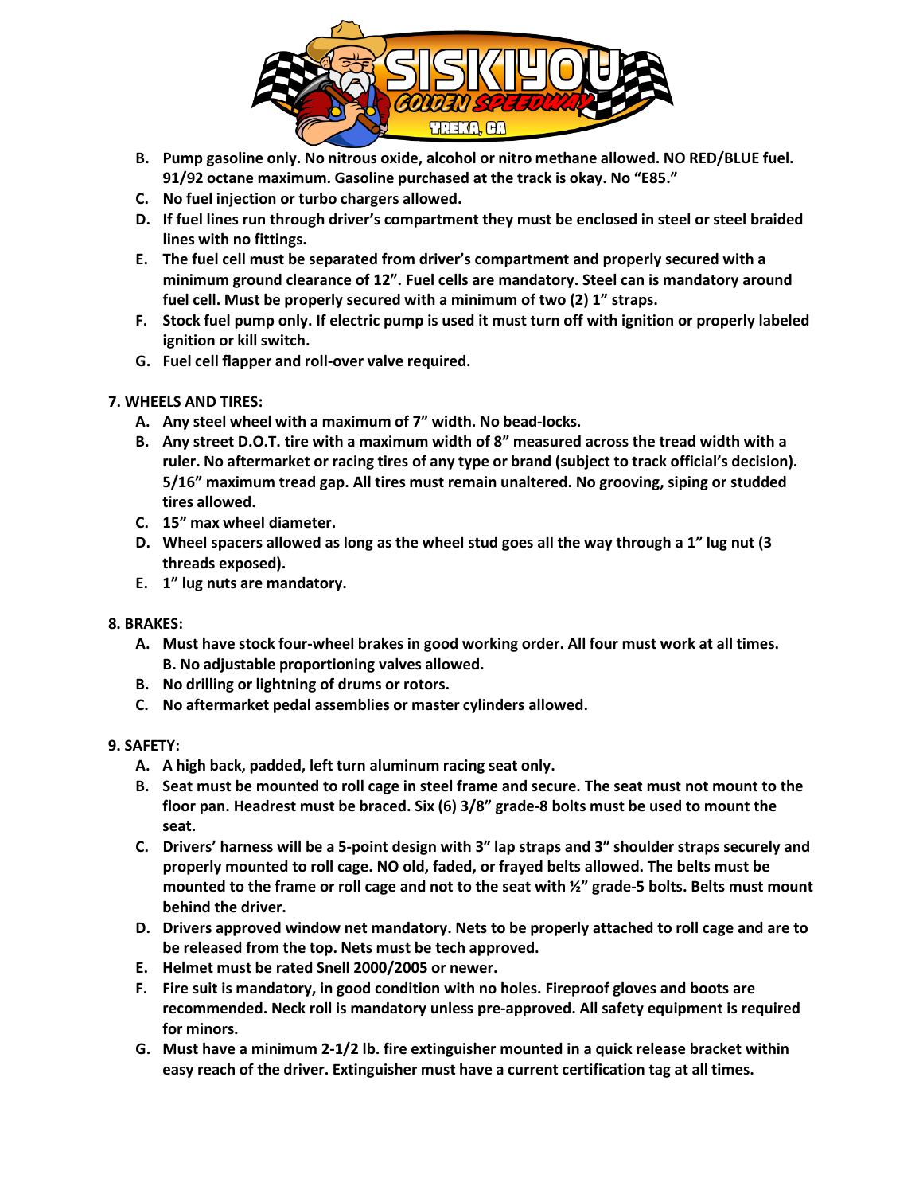- **B. Pump gasoline only. No nitrous oxide, alcohol or nitro methane allowed. NO RED/BLUE fuel. 91/92 octane maximum. Gasoline purchased at the track is okay. No "E85."**
- **C. No fuel injection or turbo chargers allowed.**
- **D. If fuel lines run through driver's compartment they must be enclosed in steel or steel braided lines with no fittings.**
- **E. The fuel cell must be separated from driver's compartment and properly secured with a minimum ground clearance of 12". Fuel cells are mandatory. Steel can is mandatory around fuel cell. Must be properly secured with a minimum of two (2) 1" straps.**
- **F. Stock fuel pump only. If electric pump is used it must turn off with ignition or properly labeled ignition or kill switch.**
- **G. Fuel cell flapper and roll-over valve required.**

**7. WHEELS AND TIRES:**

- **A. Any steel wheel with a maximum of 7" width. No bead-locks.**
- **B. Any street D.O.T. tire with a maximum width of 8" measured across the tread width with a ruler. No aftermarket or racing tires of any type or brand (subject to track official's decision). 5/16" maximum tread gap. All tires must remain unaltered. No grooving, siping or studded tires allowed.**
- **C. 15" max wheel diameter.**
- **D. Wheel spacers allowed as long as the wheel stud goes all the way through a 1" lug nut (3 threads exposed).**
- **E. 1" lug nuts are mandatory.**

**8. BRAKES:**

- **A. Must have stock four-wheel brakes in good working order. All four must work at all times. B. No adjustable proportioning valves allowed.**
- **B. No drilling or lightning of drums or rotors.**
- **C. No aftermarket pedal assemblies or master cylinders allowed.**

**9. SAFETY:**

- **A. A high back, padded, left turn aluminum racing seat only.**
- **B. Seat must be mounted to roll cage in steel frame and secure. The seat must not mount to the floor pan. Headrest must be braced. Six (6) 3/8" grade-8 bolts must be used to mount the seat.**
- **C. Drivers' harness will be a 5-point design with 3" lap straps and 3" shoulder straps securely and properly mounted to roll cage. NO old, faded, or frayed belts allowed. The belts must be mounted to the frame or roll cage and not to the seat with ½" grade-5 bolts. Belts must mount behind the driver.**
- **D. Drivers approved window net mandatory. Nets to be properly attached to roll cage and are to be released from the top. Nets must be tech approved.**
- **E. Helmet must be rated Snell 2000/2005 or newer.**
- **F. Fire suit is mandatory, in good condition with no holes. Fireproof gloves and boots are recommended. Neck roll is mandatory unless pre-approved. All safety equipment is required for minors.**
- **G. Must have a minimum 2-1/2 lb. fire extinguisher mounted in a quick release bracket within easy reach of the driver. Extinguisher must have a current certification tag at all times.**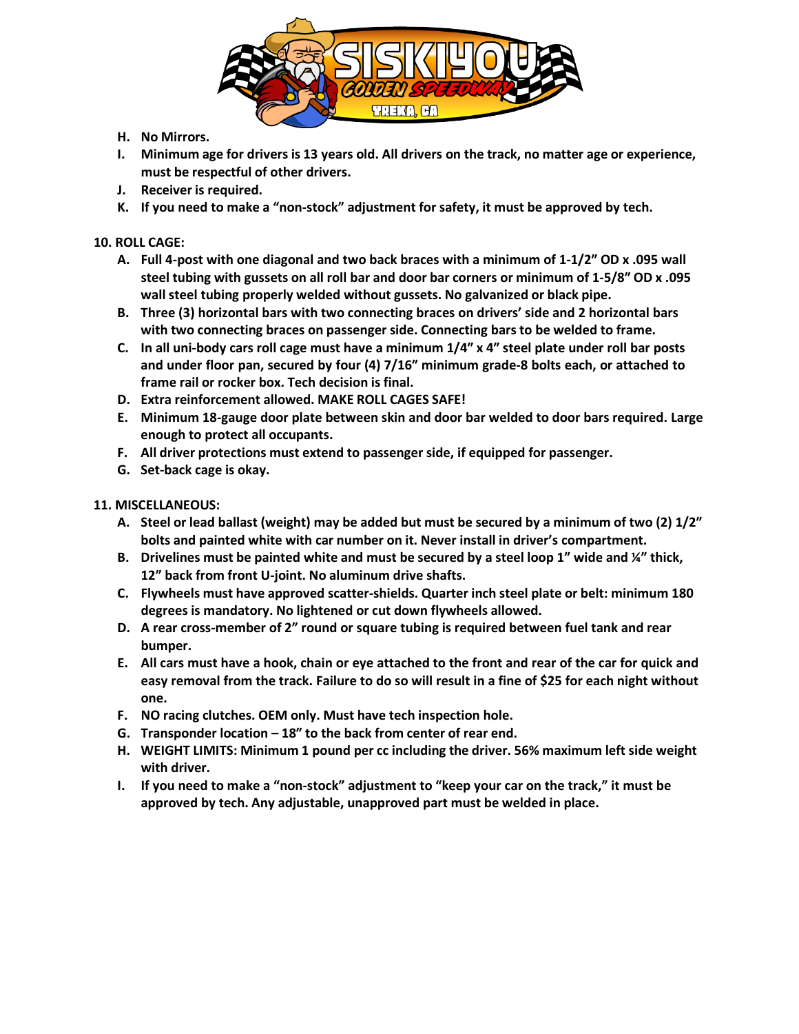- **H. No Mirrors.**
- **I. Minimum age for drivers is 13 years old. All drivers on the track, no matter age or experience, must be respectful of other drivers.**
- **J. Receiver is required.**
- **K. If you need to make a "non-stock" adjustment for safety, it must be approved by tech.**

**10. ROLL CAGE:**

- **A. Full 4-post with one diagonal and two back braces with a minimum of 1-1/2" OD x .095 wall steel tubing with gussets on all roll bar and door bar corners or minimum of 1-5/8" OD x .095 wall steel tubing properly welded without gussets. No galvanized or black pipe.**
- **B. Three (3) horizontal bars with two connecting braces on drivers' side and 2 horizontal bars with two connecting braces on passenger side. Connecting bars to be welded to frame.**
- **C. In all uni-body cars roll cage must have a minimum 1/4" x 4" steel plate under roll bar posts and under floor pan, secured by four (4) 7/16" minimum grade-8 bolts each, or attached to frame rail or rocker box. Tech decision is final.**
- **D. Extra reinforcement allowed. MAKE ROLL CAGES SAFE!**
- **E. Minimum 18-gauge door plate between skin and door bar welded to door bars required. Large enough to protect all occupants.**
- **F. All driver protections must extend to passenger side, if equipped for passenger.**
- **G. Set-back cage is okay.**

**11. MISCELLANEOUS:**

- **A. Steel or lead ballast (weight) may be added but must be secured by a minimum of two (2) 1/2" bolts and painted white with car number on it. Never install in driver's compartment.**
- **B. Drivelines must be painted white and must be secured by a steel loop 1" wide and ¼" thick, 12" back from front U-joint. No aluminum drive shafts.**
- **C. Flywheels must have approved scatter-shields. Quarter inch steel plate or belt: minimum 180 degrees is mandatory. No lightened or cut down flywheels allowed.**
- **D. A rear cross-member of 2" round or square tubing is required between fuel tank and rear bumper.**
- **E. All cars must have a hook, chain or eye attached to the front and rear of the car for quick and easy removal from the track. Failure to do so will result in a fine of $25 for each night without one.**
- **F. NO racing clutches. OEM only. Must have tech inspection hole.**
- **G. Transponder location – 18" to the back from center of rear end.**
- **H. WEIGHT LIMITS: Minimum 1 pound per cc including the driver. 56% maximum left side weight with driver.**
- **I. If you need to make a "non-stock" adjustment to "keep your car on the track," it must be approved by tech. Any adjustable, unapproved part must be welded in place.**